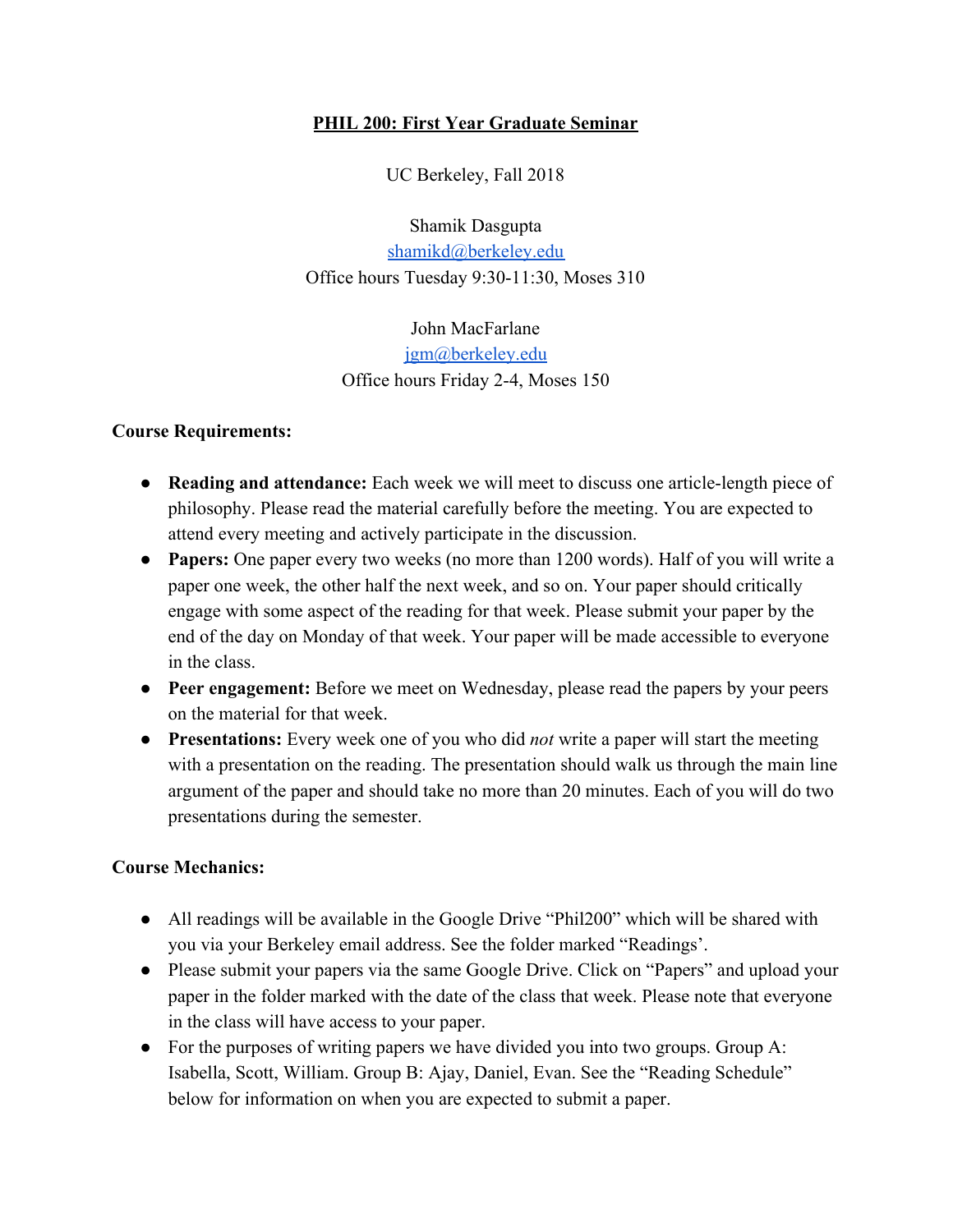# PHIL 200: First Year Graduate Seminar

UC Berkeley, Fall 2018

Shamik Dasgupta
shamikd@berkeley.edu
Office hours Tuesday 9:30-11:30, Moses 310

John MacFarlane
jgm@berkeley.edu
Office hours Friday 2-4, Moses 150

**Course Requirements:**

- **Reading and attendance:** Each week we will meet to discuss one article-length piece of philosophy. Please read the material carefully before the meeting. You are expected to attend every meeting and actively participate in the discussion.
- **Papers:** One paper every two weeks (no more than 1200 words). Half of you will write a paper one week, the other half the next week, and so on. Your paper should critically engage with some aspect of the reading for that week. Please submit your paper by the end of the day on Monday of that week. Your paper will be made accessible to everyone in the class.
- **Peer engagement:** Before we meet on Wednesday, please read the papers by your peers on the material for that week.
- **Presentations:** Every week one of you who did *not* write a paper will start the meeting with a presentation on the reading. The presentation should walk us through the main line argument of the paper and should take no more than 20 minutes. Each of you will do two presentations during the semester.

**Course Mechanics:**

- All readings will be available in the Google Drive "Phil200" which will be shared with you via your Berkeley email address. See the folder marked "Readings'.
- Please submit your papers via the same Google Drive. Click on "Papers" and upload your paper in the folder marked with the date of the class that week. Please note that everyone in the class will have access to your paper.
- For the purposes of writing papers we have divided you into two groups. Group A: Isabella, Scott, William. Group B: Ajay, Daniel, Evan. See the "Reading Schedule" below for information on when you are expected to submit a paper.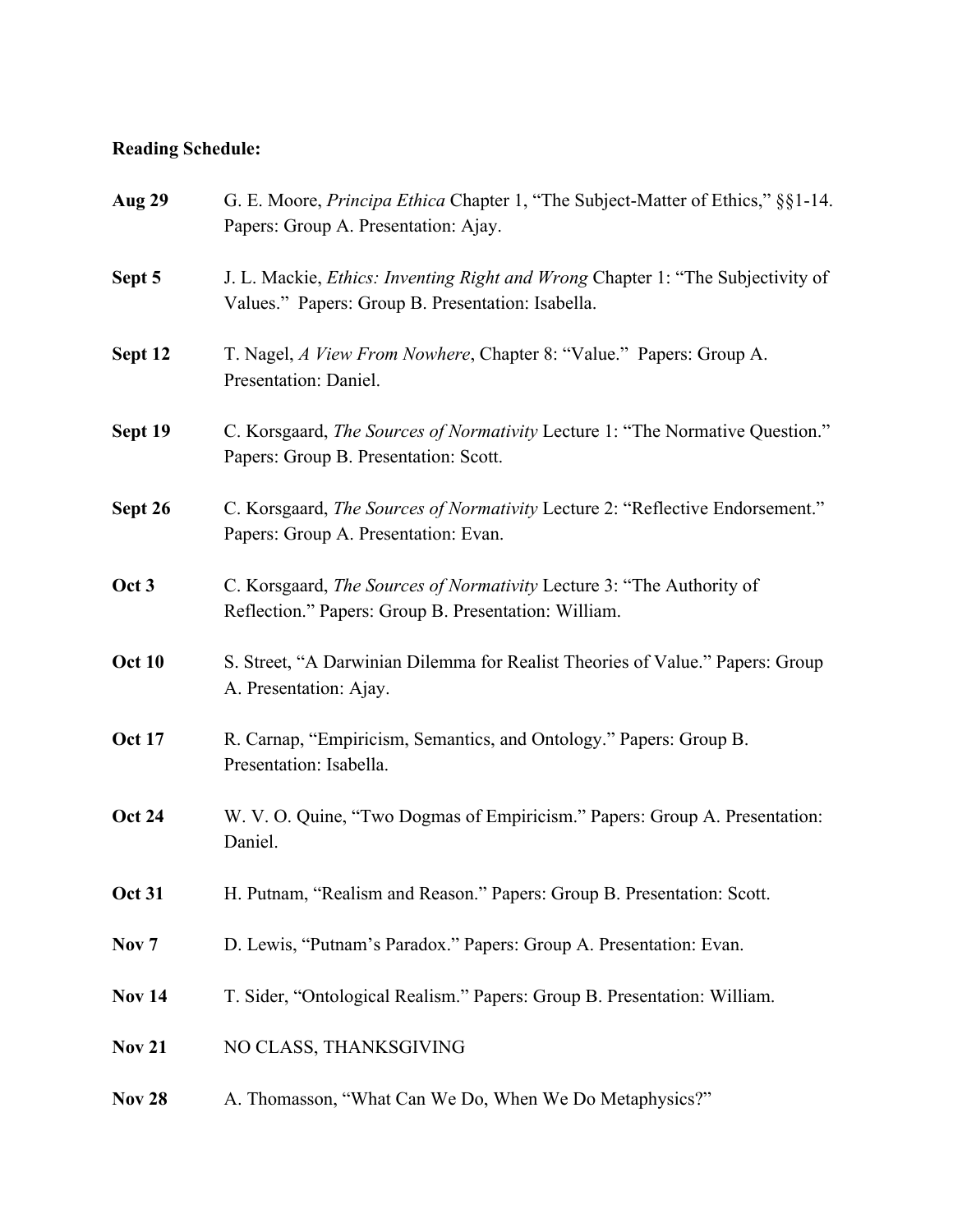**Reading Schedule:**

| | |
|---|---|
| **Aug 29** | G. E. Moore, *Principa Ethica* Chapter 1, "The Subject-Matter of Ethics," §§1-14. Papers: Group A. Presentation: Ajay. |
| **Sept 5** | J. L. Mackie, *Ethics: Inventing Right and Wrong* Chapter 1: "The Subjectivity of Values." Papers: Group B. Presentation: Isabella. |
| **Sept 12** | T. Nagel, *A View From Nowhere*, Chapter 8: "Value." Papers: Group A. Presentation: Daniel. |
| **Sept 19** | C. Korsgaard, *The Sources of Normativity* Lecture 1: "The Normative Question." Papers: Group B. Presentation: Scott. |
| **Sept 26** | C. Korsgaard, *The Sources of Normativity* Lecture 2: "Reflective Endorsement." Papers: Group A. Presentation: Evan. |
| **Oct 3** | C. Korsgaard, *The Sources of Normativity* Lecture 3: "The Authority of Reflection." Papers: Group B. Presentation: William. |
| **Oct 10** | S. Street, "A Darwinian Dilemma for Realist Theories of Value." Papers: Group A. Presentation: Ajay. |
| **Oct 17** | R. Carnap, "Empiricism, Semantics, and Ontology." Papers: Group B. Presentation: Isabella. |
| **Oct 24** | W. V. O. Quine, "Two Dogmas of Empiricism." Papers: Group A. Presentation: Daniel. |
| **Oct 31** | H. Putnam, "Realism and Reason." Papers: Group B. Presentation: Scott. |
| **Nov 7** | D. Lewis, "Putnam's Paradox." Papers: Group A. Presentation: Evan. |
| **Nov 14** | T. Sider, "Ontological Realism." Papers: Group B. Presentation: William. |
| **Nov 21** | NO CLASS, THANKSGIVING |
| **Nov 28** | A. Thomasson, "What Can We Do, When We Do Metaphysics?" |